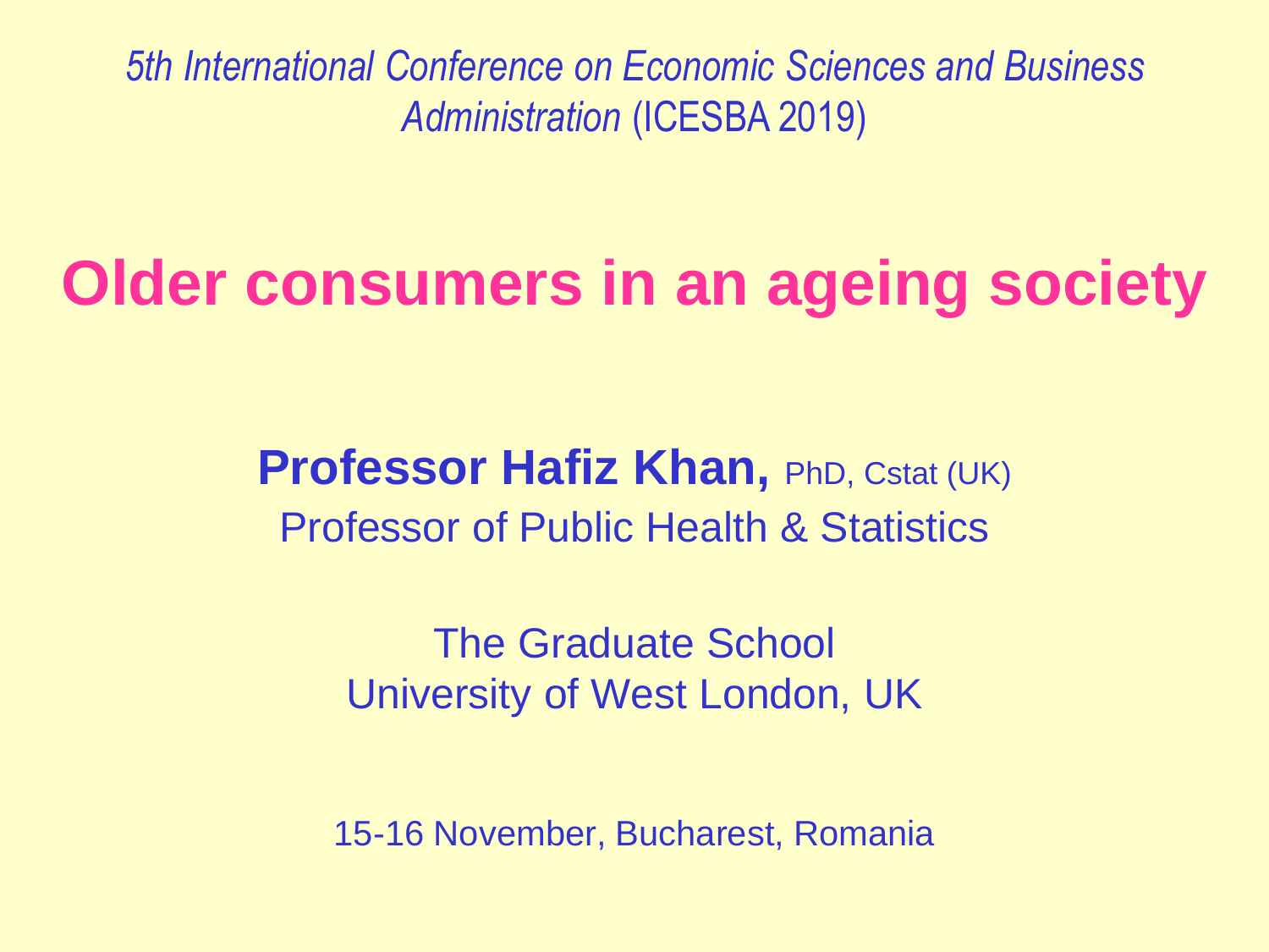*5th International Conference on Economic Sciences and Business Administration* (ICESBA 2019)

# Older consumers in an ageing society

**Professor Hafiz Khan,** PhD, Cstat (UK)

Professor of Public Health & Statistics

The Graduate School

University of West London, UK

15-16 November, Bucharest, Romania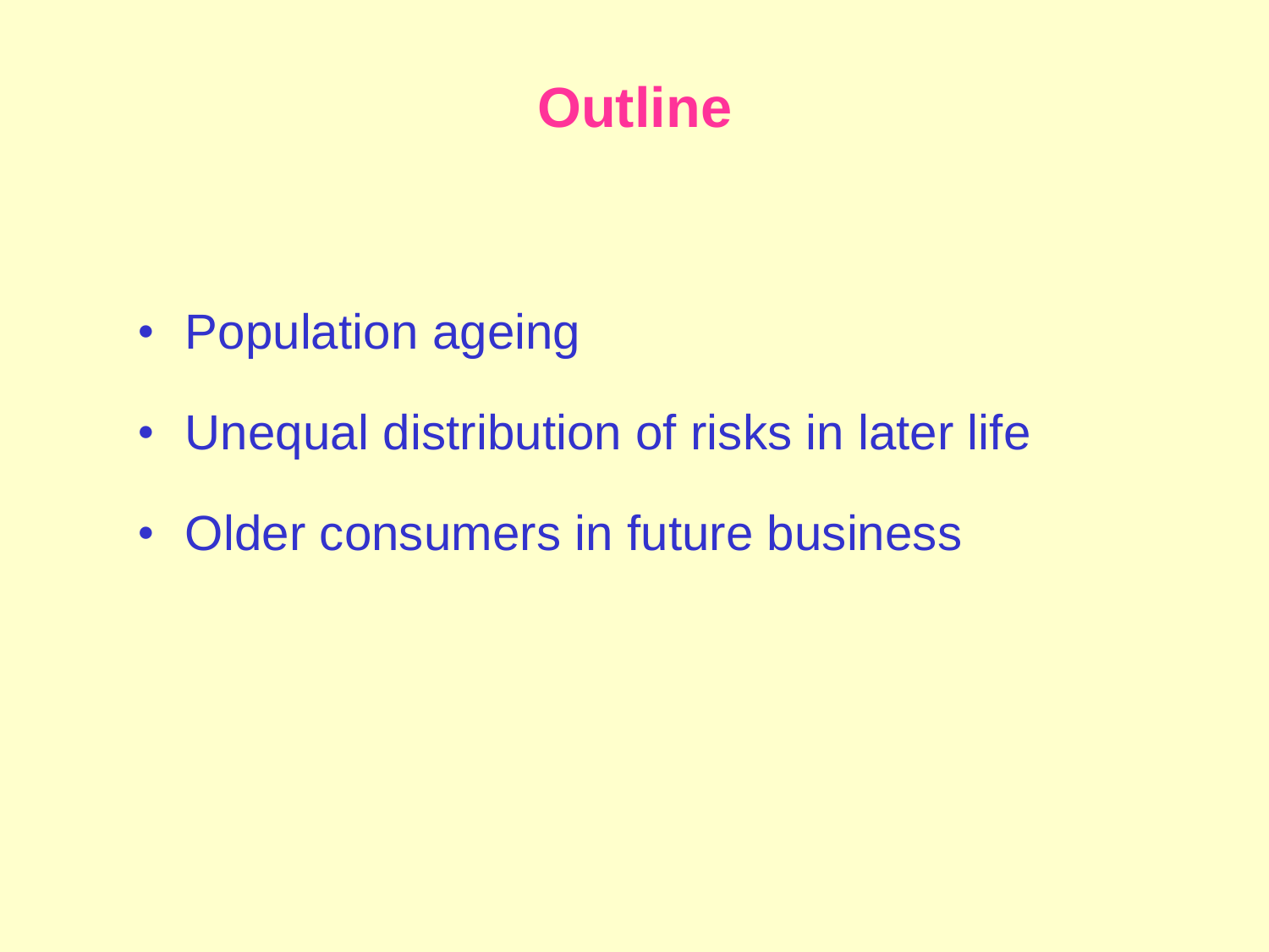# Outline

- Population ageing
- Unequal distribution of risks in later life
- Older consumers in future business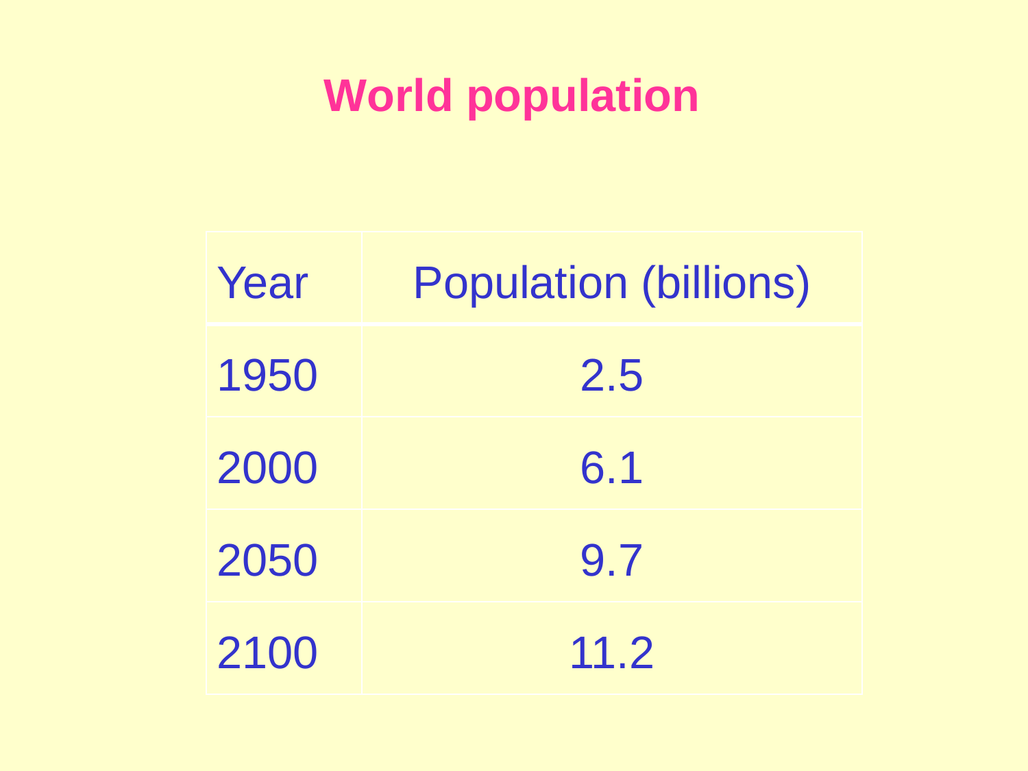# World population

| Year | Population (billions) |
|---|---|
| 1950 | 2.5 |
| 2000 | 6.1 |
| 2050 | 9.7 |
| 2100 | 11.2 |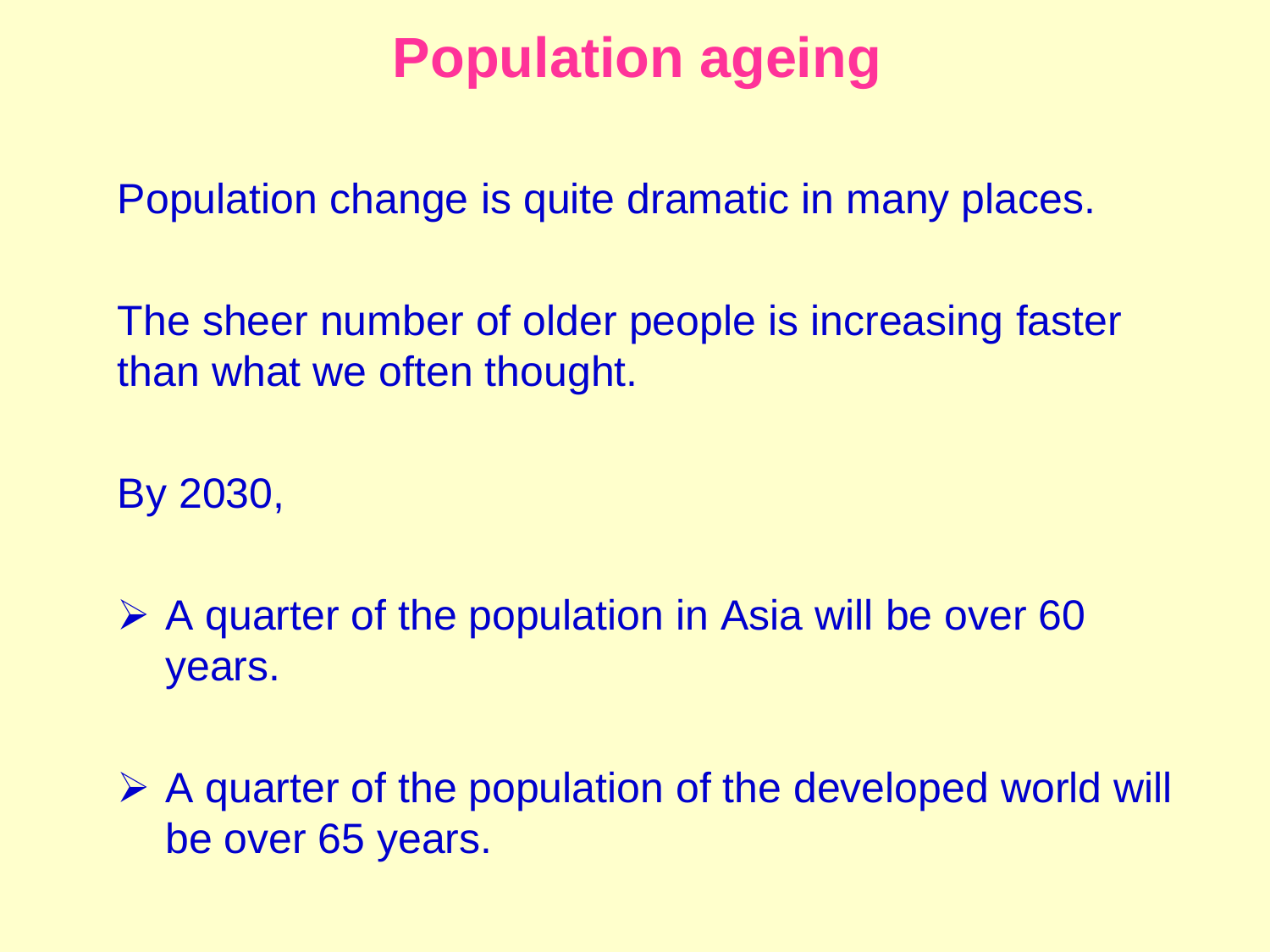# Population ageing

Population change is quite dramatic in many places.

The sheer number of older people is increasing faster than what we often thought.

By 2030,

- A quarter of the population in Asia will be over 60 years.
- A quarter of the population of the developed world will be over 65 years.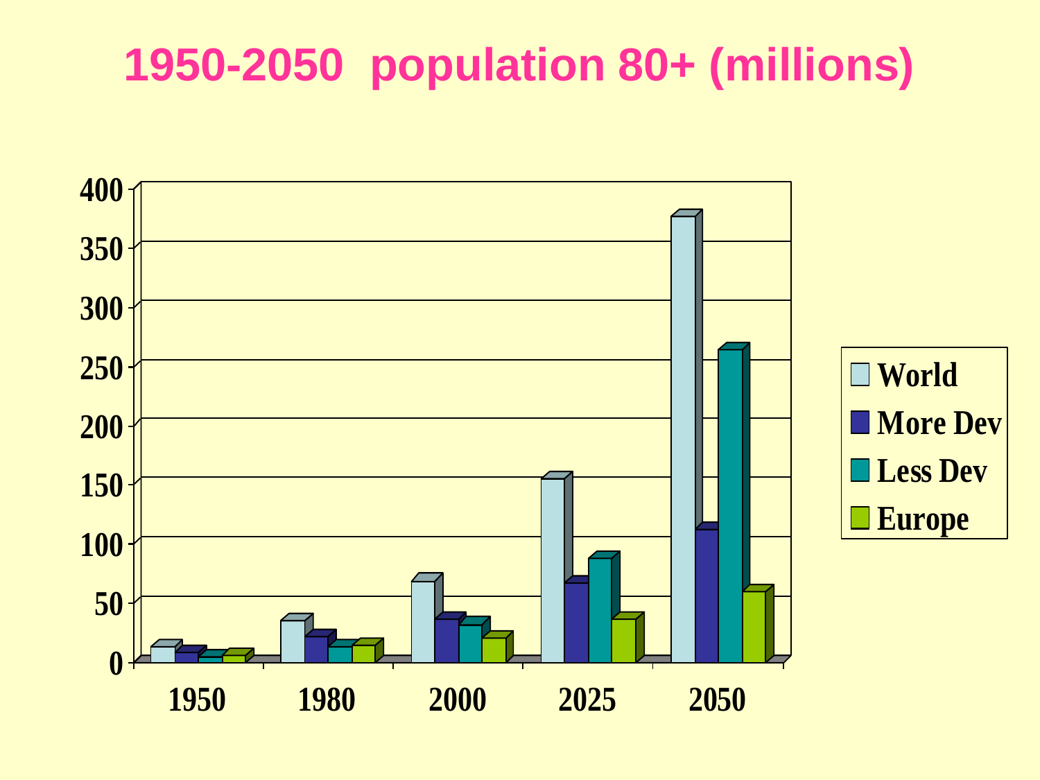# 1950-2050 population 80+ (millions)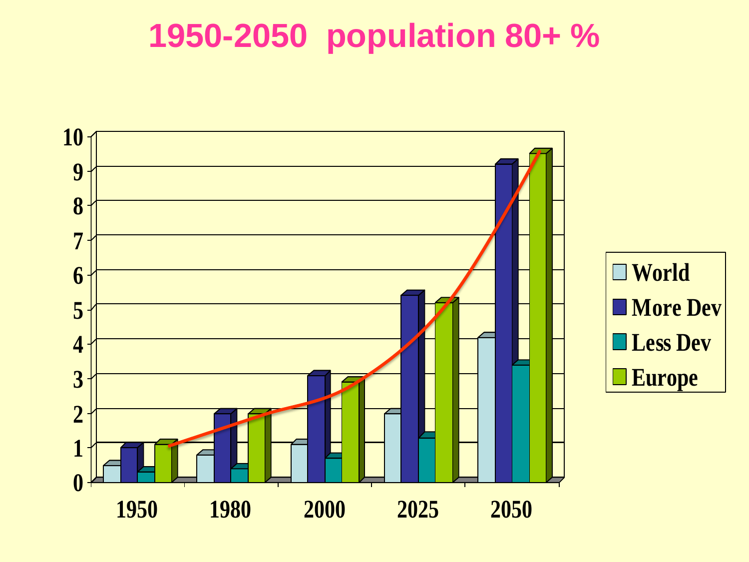# 1950-2050 population 80+ %

| | World | More Dev | Less Dev | Europe |
|---|---|---|---|---|
| 1950 | 0.5 | 1 | 0.3 | 1.1 |
| 1980 | 0.8 | 2 | 0.4 | 2 |
| 2000 | 1.1 | 3.1 | 0.7 | 2.9 |
| 2025 | 2 | 5.4 | 1.3 | 5.2 |
| 2050 | 4.2 | 9.2 | 3.4 | 9.5 |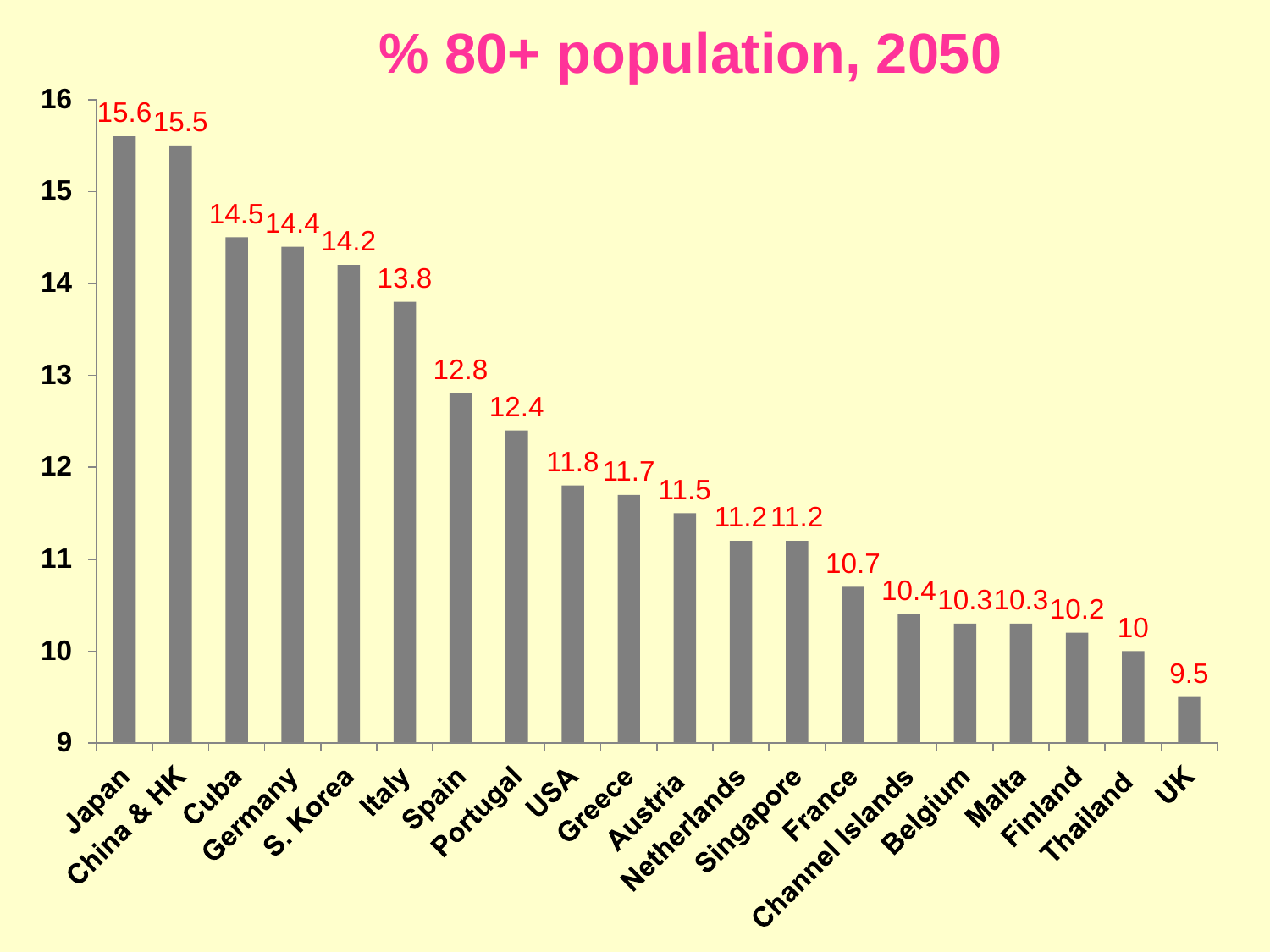# % 80+ population, 2050

| Country | % 80+ population, 2050 |
| --- | --- |
| Japan | 15.6 |
| China & HK | 15.5 |
| Cuba | 14.5 |
| Germany | 14.4 |
| S. Korea | 14.2 |
| Italy | 13.8 |
| Spain | 12.8 |
| Portugal | 12.4 |
| USA | 11.8 |
| Greece | 11.7 |
| Austria | 11.5 |
| Netherlands | 11.2 |
| Singapore | 11.2 |
| France | 10.7 |
| Channel Islands | 10.4 |
| Belgium | 10.3 |
| Malta | 10.3 |
| Finland | 10.2 |
| Thailand | 10 |
| UK | 9.5 |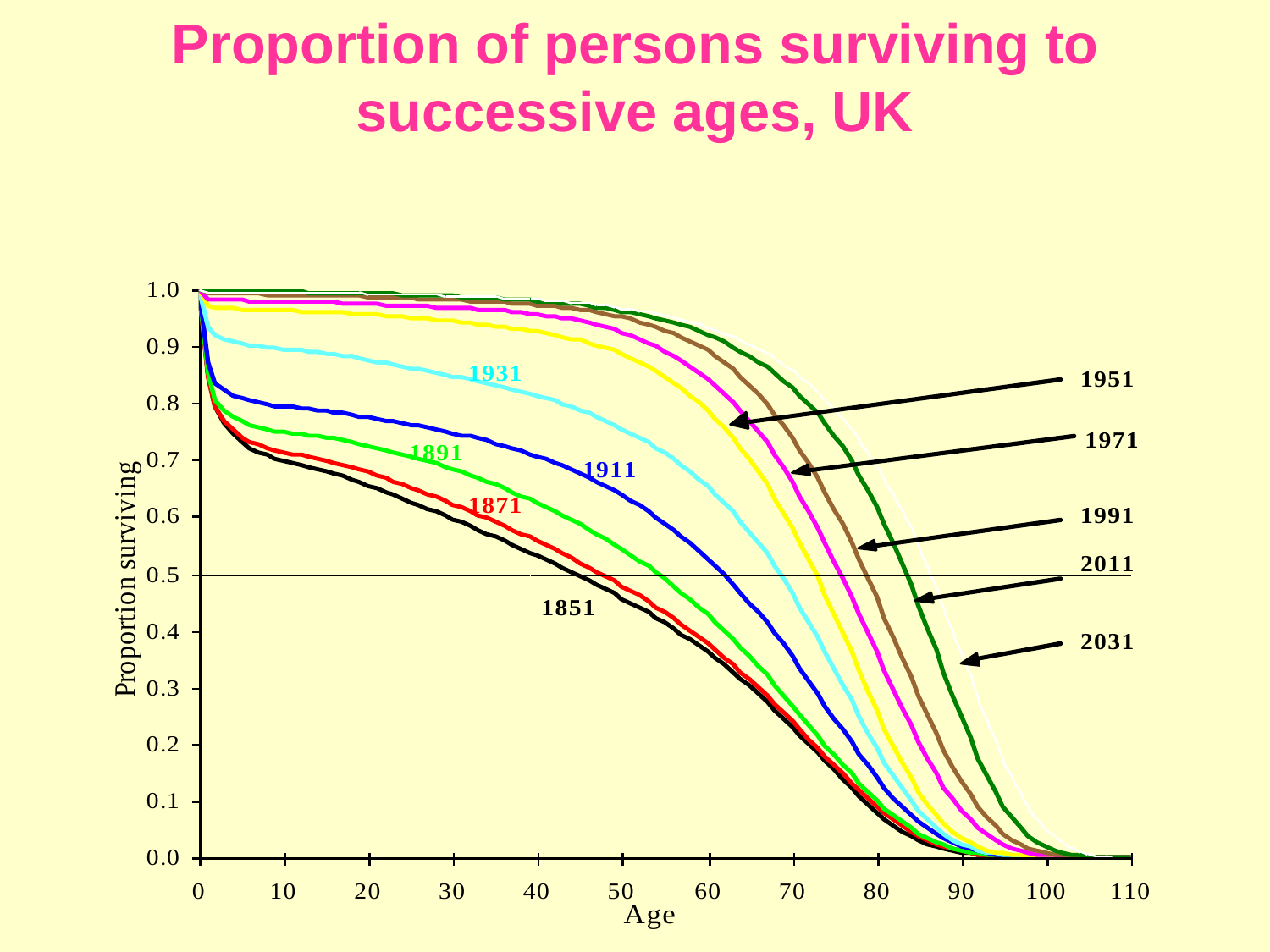# Proportion of persons surviving to successive ages, UK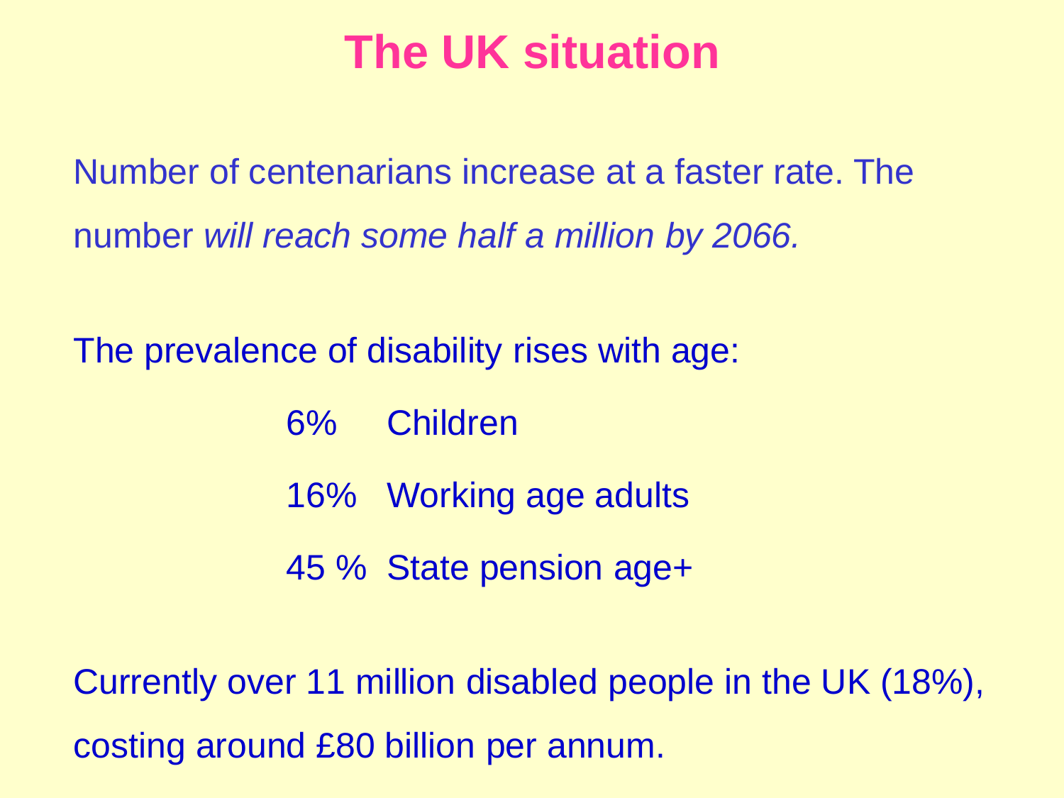# The UK situation

Number of centenarians increase at a faster rate. The number *will reach some half a million by 2066.*

The prevalence of disability rises with age:

| | |
|---|---|
| 6% | Children |
| 16% | Working age adults |
| 45 % | State pension age+ |

Currently over 11 million disabled people in the UK (18%), costing around £80 billion per annum.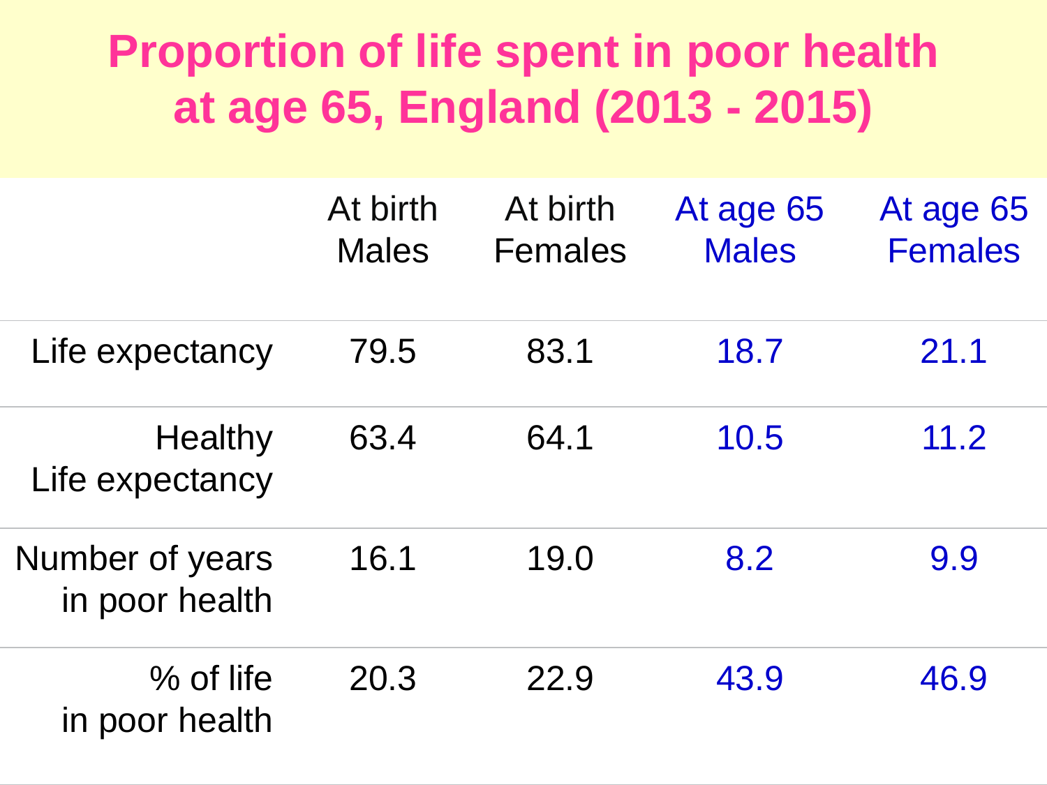# Proportion of life spent in poor health at age 65, England (2013 - 2015)

| | At birth Males | At birth Females | At age 65 Males | At age 65 Females |
|---|---|---|---|---|
| Life expectancy | 79.5 | 83.1 | 18.7 | 21.1 |
| Healthy Life expectancy | 63.4 | 64.1 | 10.5 | 11.2 |
| Number of years in poor health | 16.1 | 19.0 | 8.2 | 9.9 |
| % of life in poor health | 20.3 | 22.9 | 43.9 | 46.9 |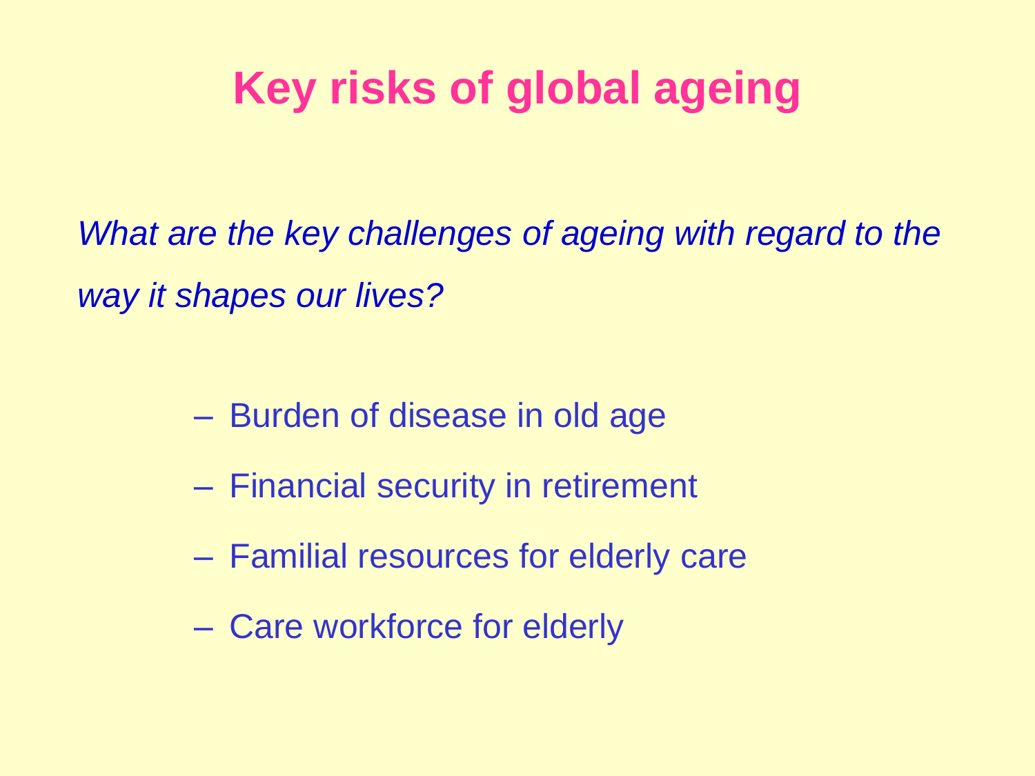# Key risks of global ageing

*What are the key challenges of ageing with regard to the way it shapes our lives?*

- Burden of disease in old age
- Financial security in retirement
- Familial resources for elderly care
- Care workforce for elderly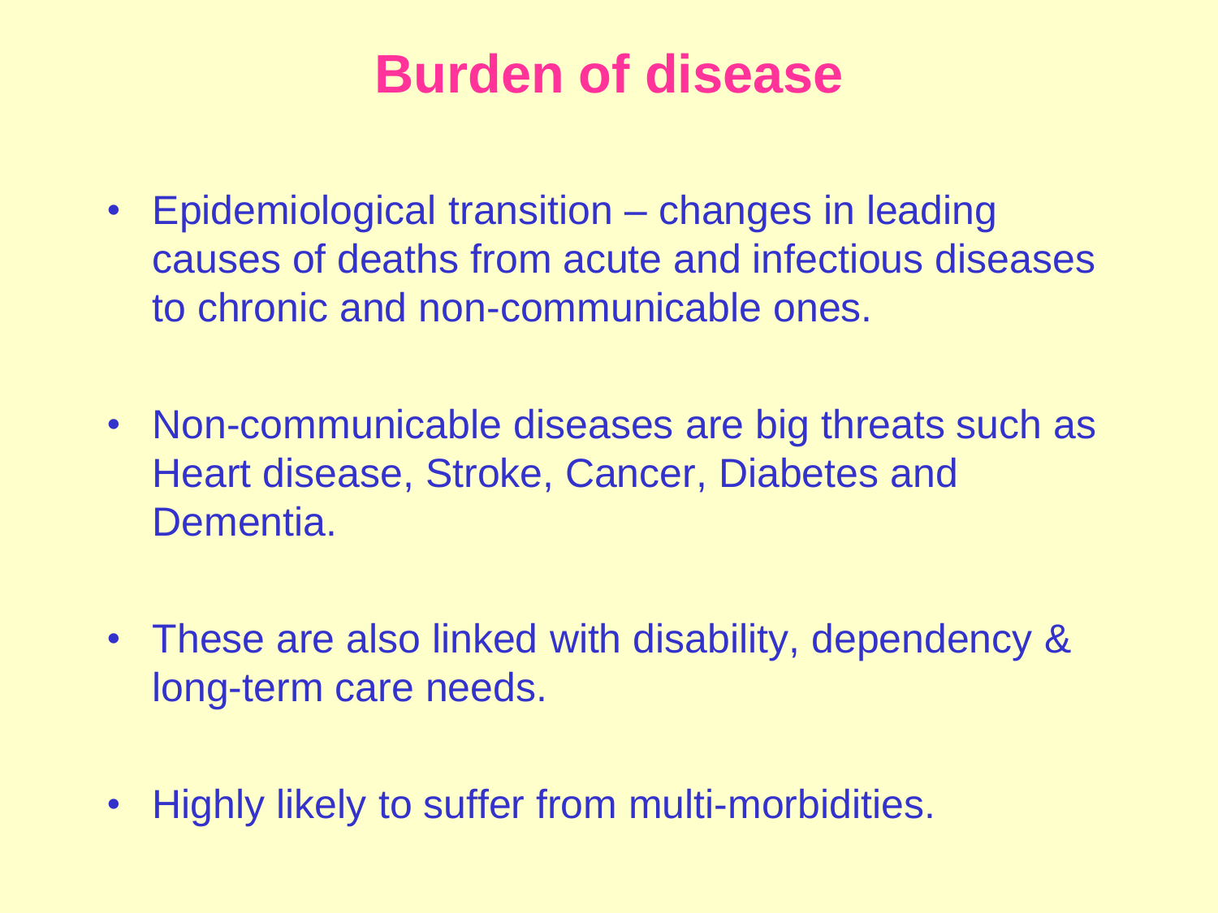# Burden of disease

- Epidemiological transition – changes in leading causes of deaths from acute and infectious diseases to chronic and non-communicable ones.
- Non-communicable diseases are big threats such as Heart disease, Stroke, Cancer, Diabetes and Dementia.
- These are also linked with disability, dependency & long-term care needs.
- Highly likely to suffer from multi-morbidities.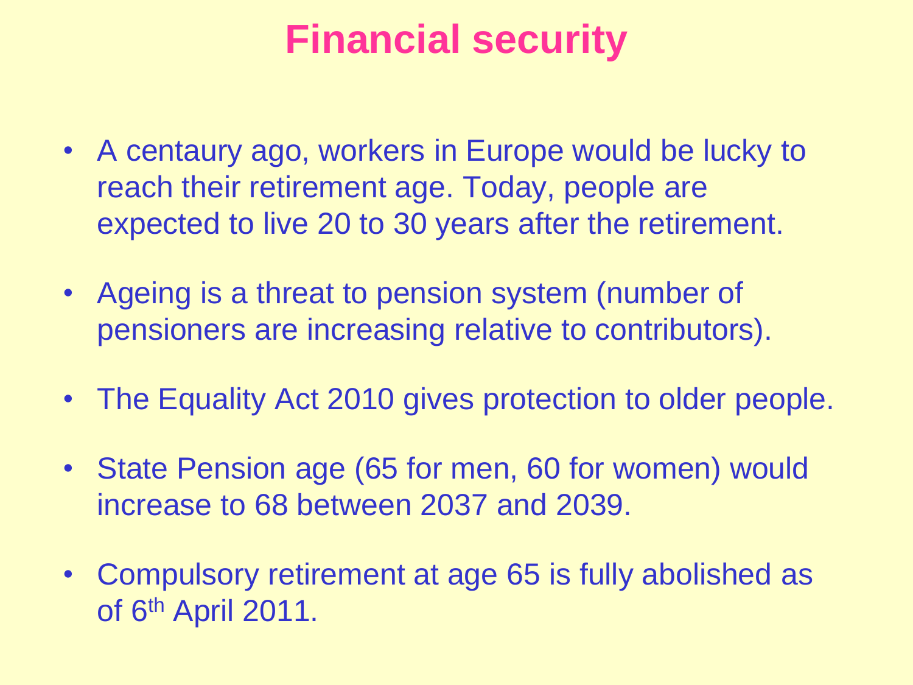# Financial security

- A centaury ago, workers in Europe would be lucky to reach their retirement age. Today, people are expected to live 20 to 30 years after the retirement.
- Ageing is a threat to pension system (number of pensioners are increasing relative to contributors).
- The Equality Act 2010 gives protection to older people.
- State Pension age (65 for men, 60 for women) would increase to 68 between 2037 and 2039.
- Compulsory retirement at age 65 is fully abolished as of 6th April 2011.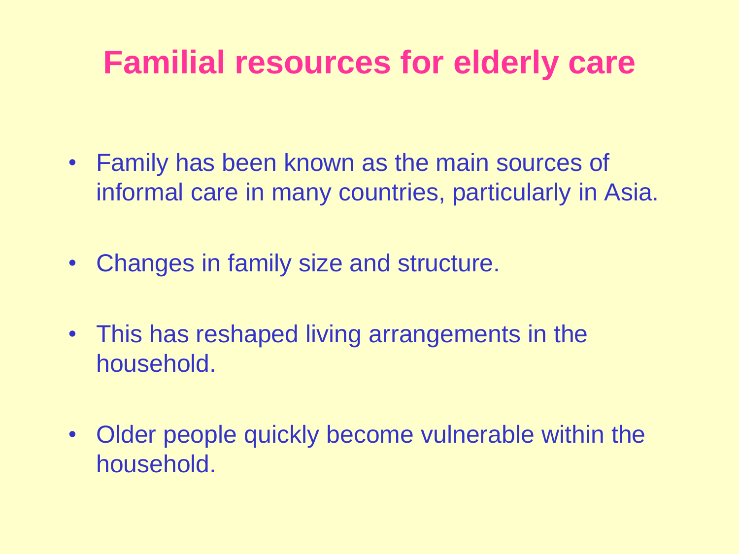# Familial resources for elderly care

- Family has been known as the main sources of informal care in many countries, particularly in Asia.
- Changes in family size and structure.
- This has reshaped living arrangements in the household.
- Older people quickly become vulnerable within the household.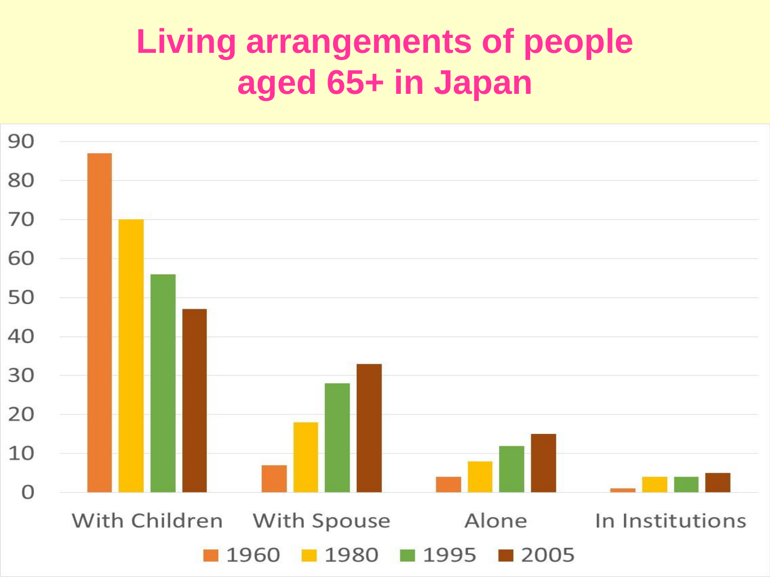# Living arrangements of people aged 65+ in Japan

| | 1960 | 1980 | 1995 | 2005 |
|---|---|---|---|---|
| With Children | 87 | 70 | 56 | 47 |
| With Spouse | 7 | 18 | 28 | 33 |
| Alone | 4 | 8 | 12 | 15 |
| In Institutions | 1 | 4 | 4 | 5 |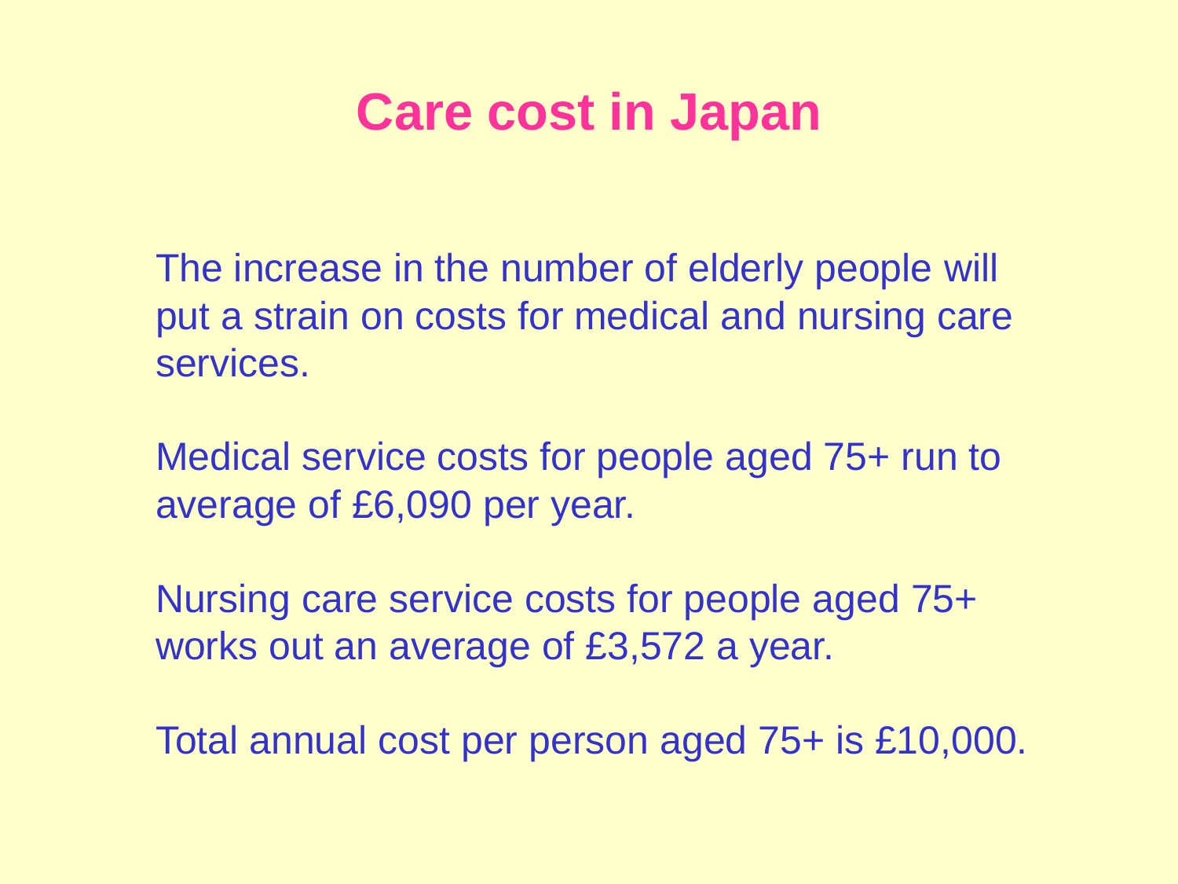# Care cost in Japan

The increase in the number of elderly people will put a strain on costs for medical and nursing care services.

Medical service costs for people aged 75+ run to average of £6,090 per year.

Nursing care service costs for people aged 75+ works out an average of £3,572 a year.

Total annual cost per person aged 75+ is £10,000.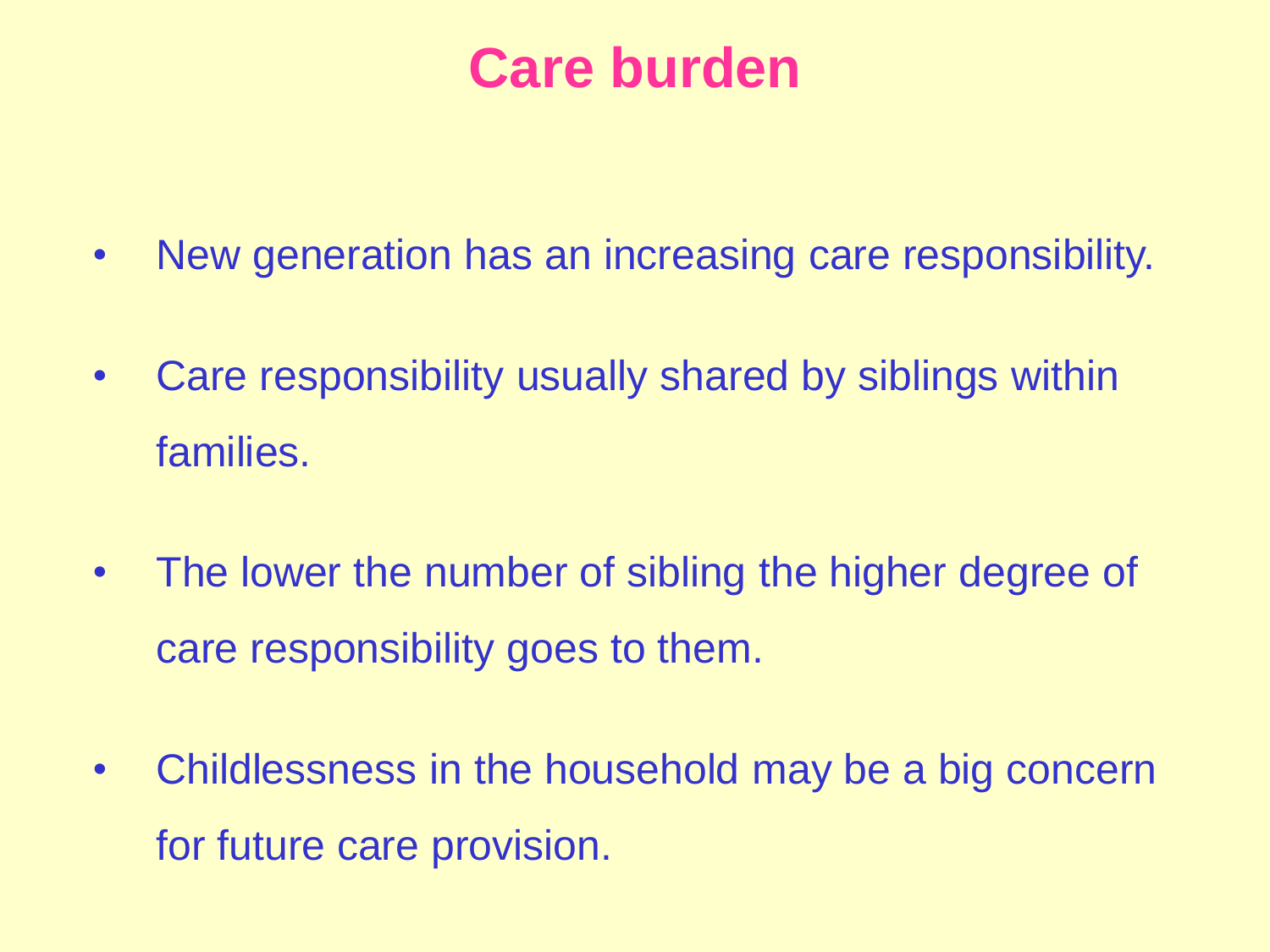# Care burden

- New generation has an increasing care responsibility.
- Care responsibility usually shared by siblings within families.
- The lower the number of sibling the higher degree of care responsibility goes to them.
- Childlessness in the household may be a big concern for future care provision.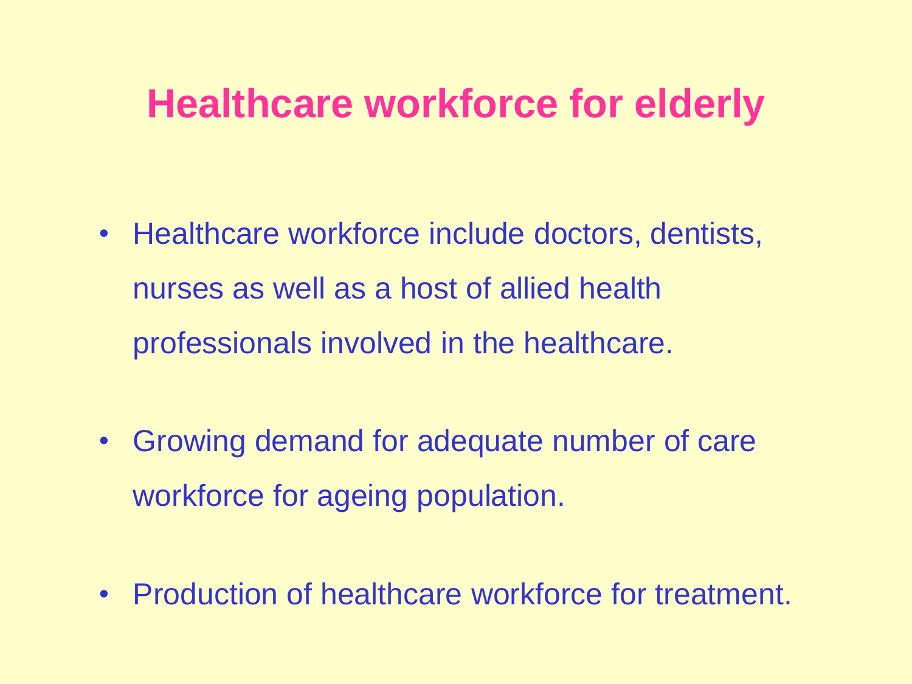# Healthcare workforce for elderly

- Healthcare workforce include doctors, dentists, nurses as well as a host of allied health professionals involved in the healthcare.
- Growing demand for adequate number of care workforce for ageing population.
- Production of healthcare workforce for treatment.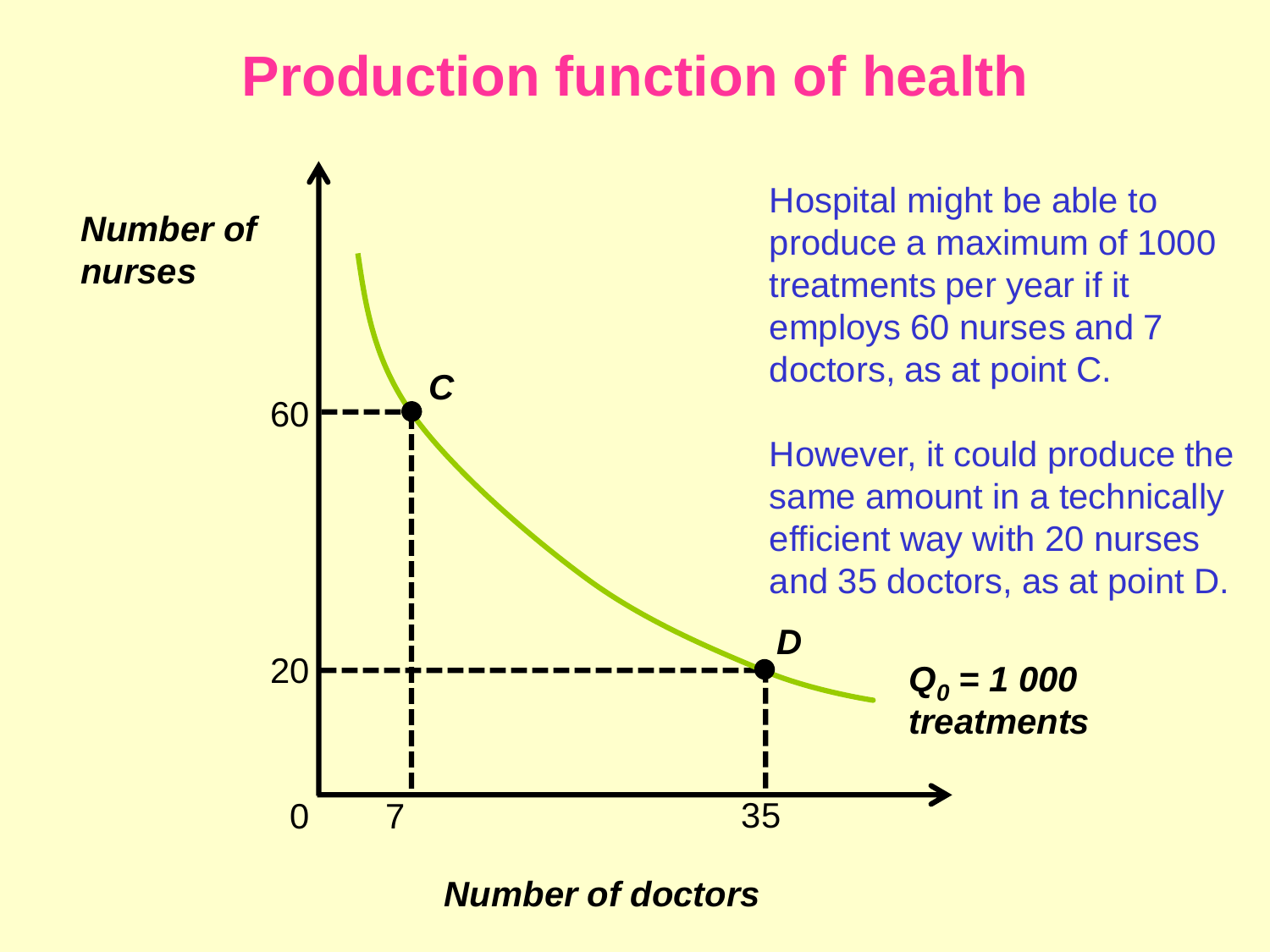# Production function of health

Hospital might be able to produce a maximum of 1000 treatments per year if it employs 60 nurses and 7 doctors, as at point C.

However, it could produce the same amount in a technically efficient way with 20 nurses and 35 doctors, as at point D.

***Number of nurses***

***Number of doctors***

**$Q_0$ = 1 000 treatments**

*C*

*D*

60

20

0

7

35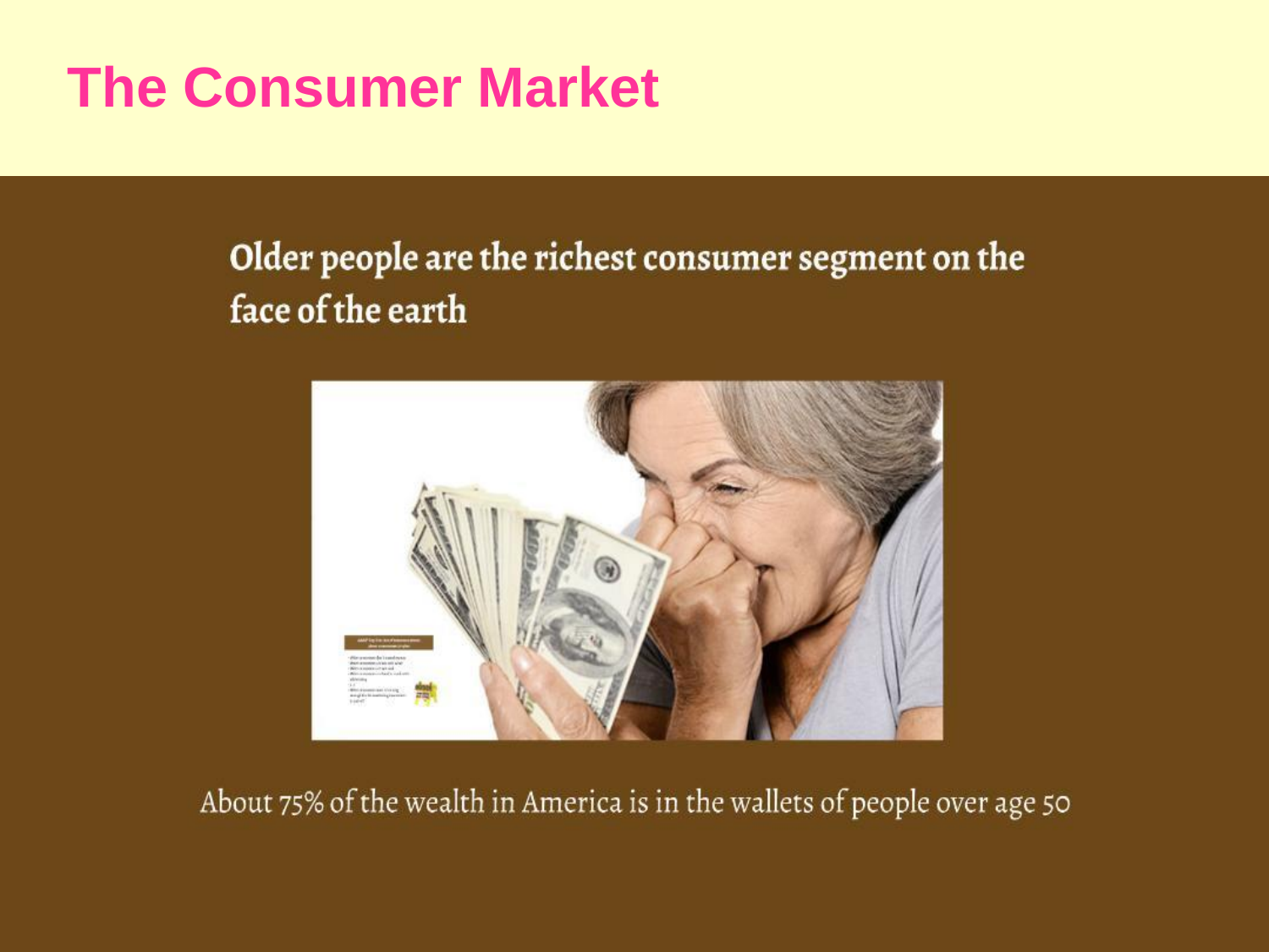# The Consumer Market

Older people are the richest consumer segment on the face of the earth

About 75% of the wealth in America is in the wallets of people over age 50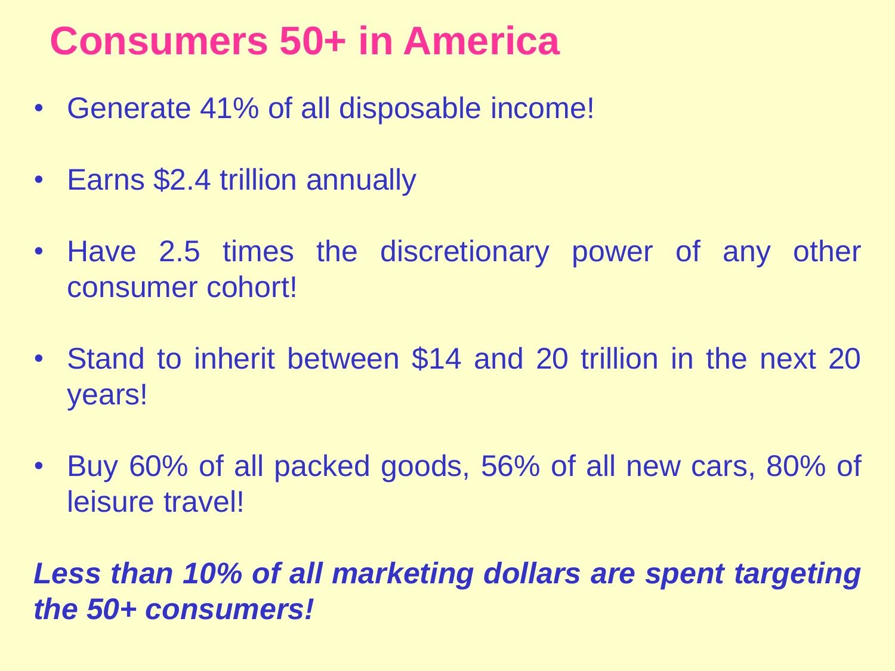# Consumers 50+ in America

- Generate 41% of all disposable income!
- Earns $2.4 trillion annually
- Have 2.5 times the discretionary power of any other consumer cohort!
- Stand to inherit between $14 and 20 trillion in the next 20 years!
- Buy 60% of all packed goods, 56% of all new cars, 80% of leisure travel!

***Less than 10% of all marketing dollars are spent targeting the 50+ consumers!***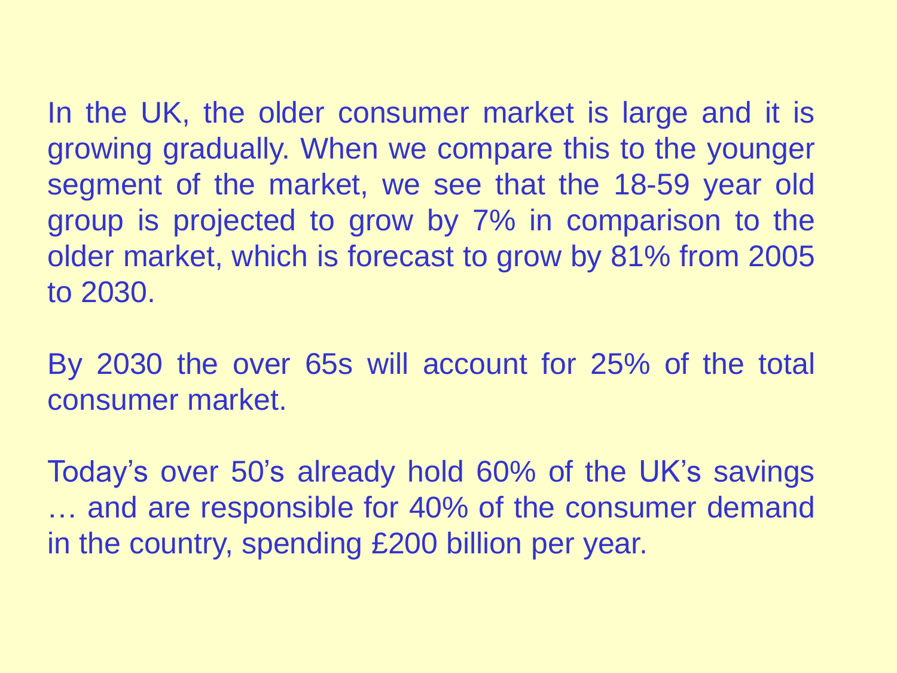In the UK, the older consumer market is large and it is growing gradually. When we compare this to the younger segment of the market, we see that the 18-59 year old group is projected to grow by 7% in comparison to the older market, which is forecast to grow by 81% from 2005 to 2030.

By 2030 the over 65s will account for 25% of the total consumer market.

Today's over 50's already hold 60% of the UK's savings … and are responsible for 40% of the consumer demand in the country, spending £200 billion per year.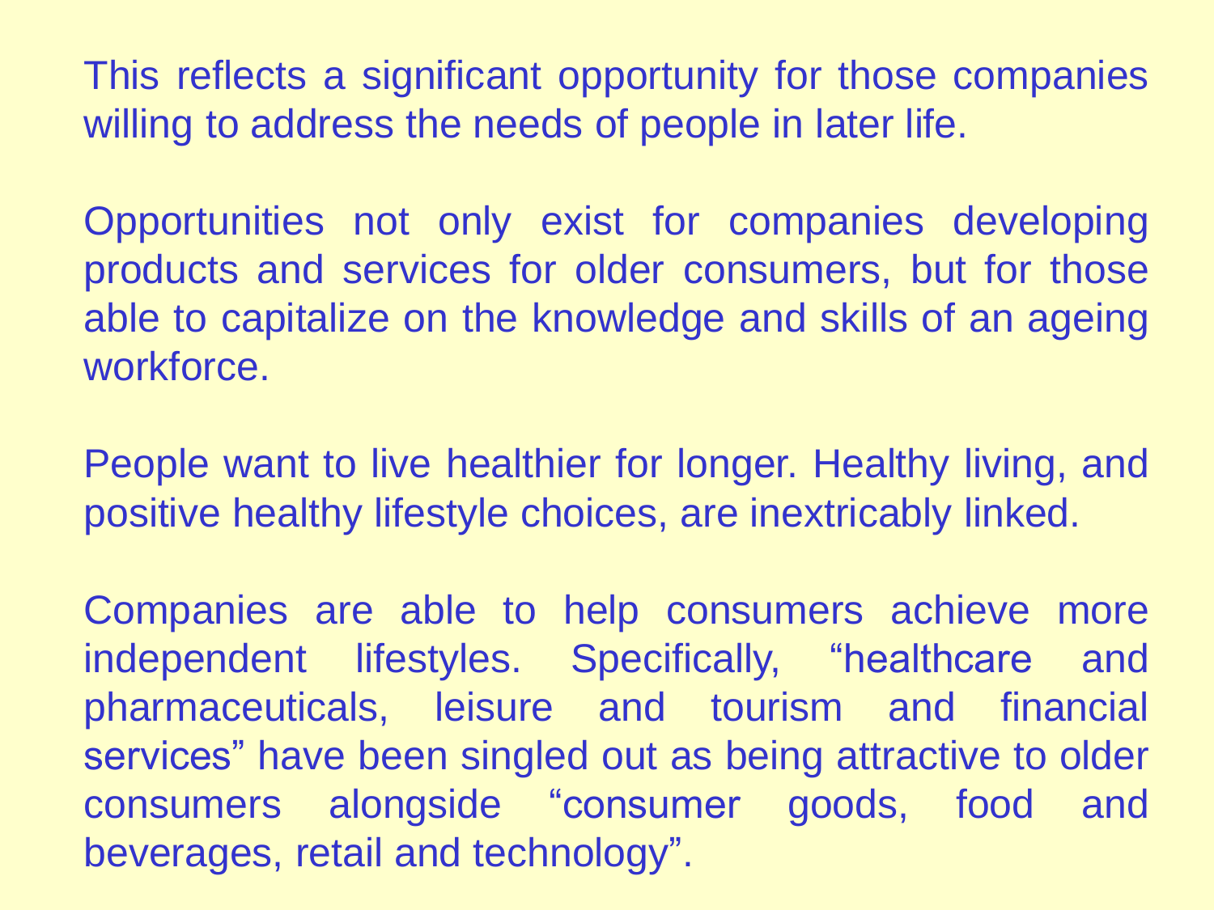This reflects a significant opportunity for those companies willing to address the needs of people in later life.

Opportunities not only exist for companies developing products and services for older consumers, but for those able to capitalize on the knowledge and skills of an ageing workforce.

People want to live healthier for longer. Healthy living, and positive healthy lifestyle choices, are inextricably linked.

Companies are able to help consumers achieve more independent lifestyles. Specifically, “healthcare and pharmaceuticals, leisure and tourism and financial services” have been singled out as being attractive to older consumers alongside “consumer goods, food and beverages, retail and technology”.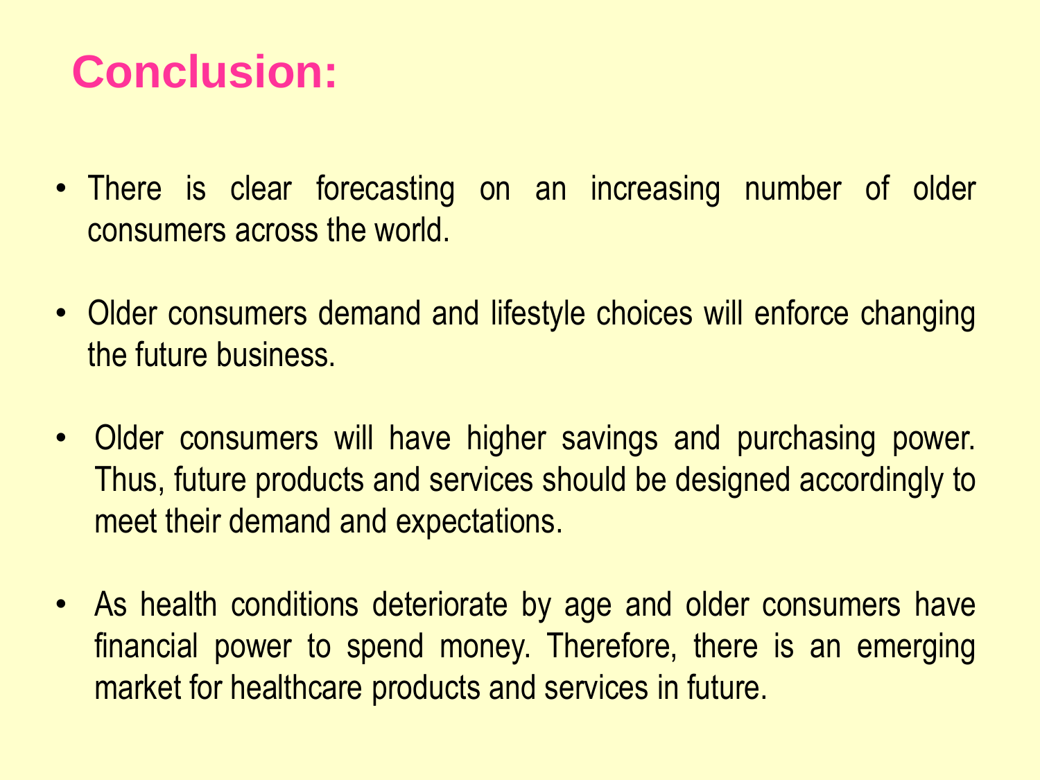# Conclusion:

- There is clear forecasting on an increasing number of older consumers across the world.
- Older consumers demand and lifestyle choices will enforce changing the future business.
- Older consumers will have higher savings and purchasing power. Thus, future products and services should be designed accordingly to meet their demand and expectations.
- As health conditions deteriorate by age and older consumers have financial power to spend money. Therefore, there is an emerging market for healthcare products and services in future.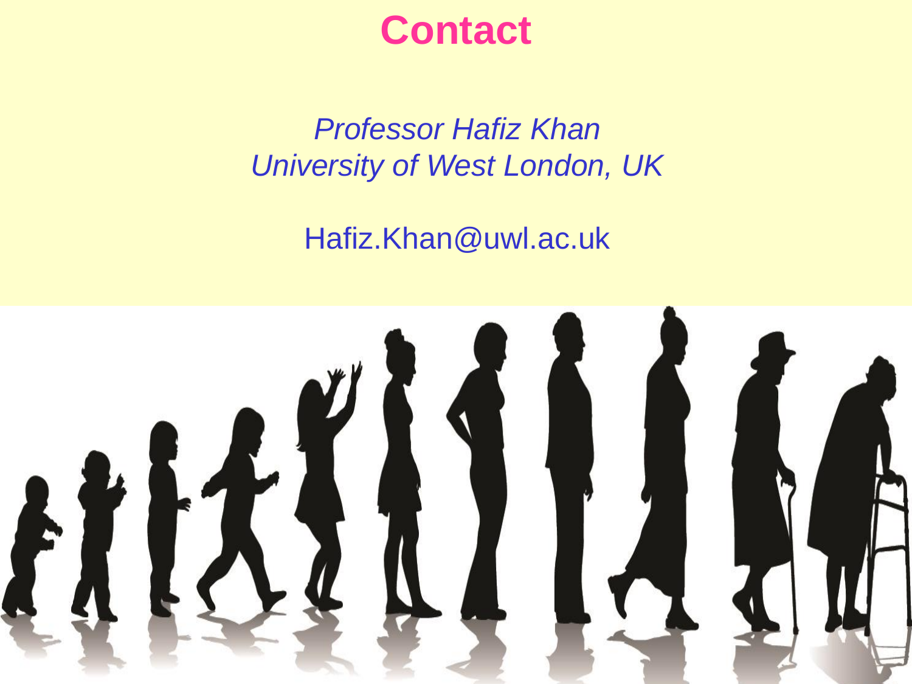# Contact

*Professor Hafiz Khan*
*University of West London, UK*

Hafiz.Khan@uwl.ac.uk